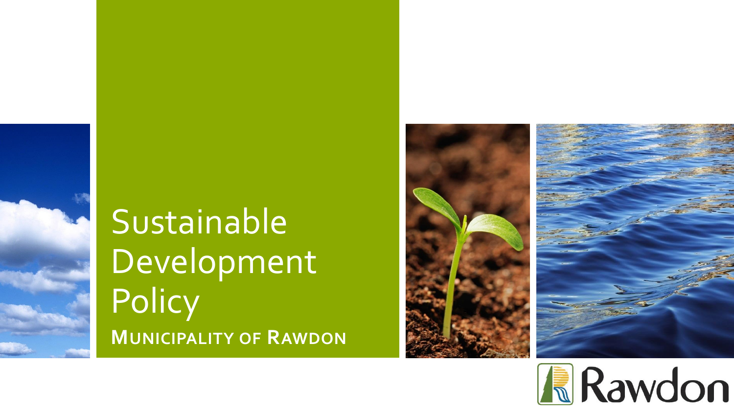# Sustainable Development Policy

**MUNICIPALITY OF RAWDON**

Rawdon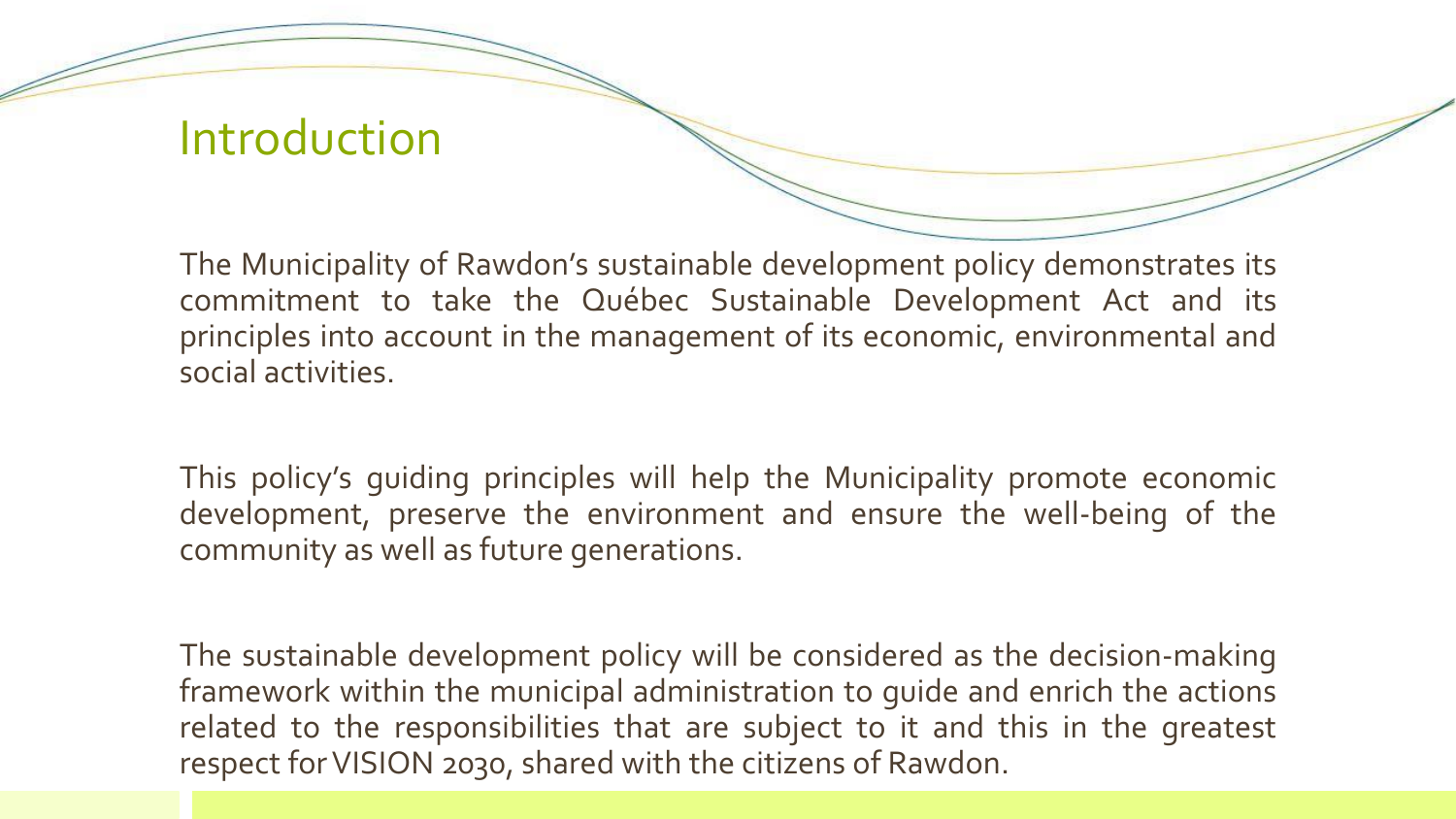# Introduction

The Municipality of Rawdon's sustainable development policy demonstrates its commitment to take the Québec Sustainable Development Act and its principles into account in the management of its economic, environmental and social activities.

This policy's guiding principles will help the Municipality promote economic development, preserve the environment and ensure the well-being of the community as well as future generations.

The sustainable development policy will be considered as the decision-making framework within the municipal administration to guide and enrich the actions related to the responsibilities that are subject to it and this in the greatest respect for VISION 2030, shared with the citizens of Rawdon.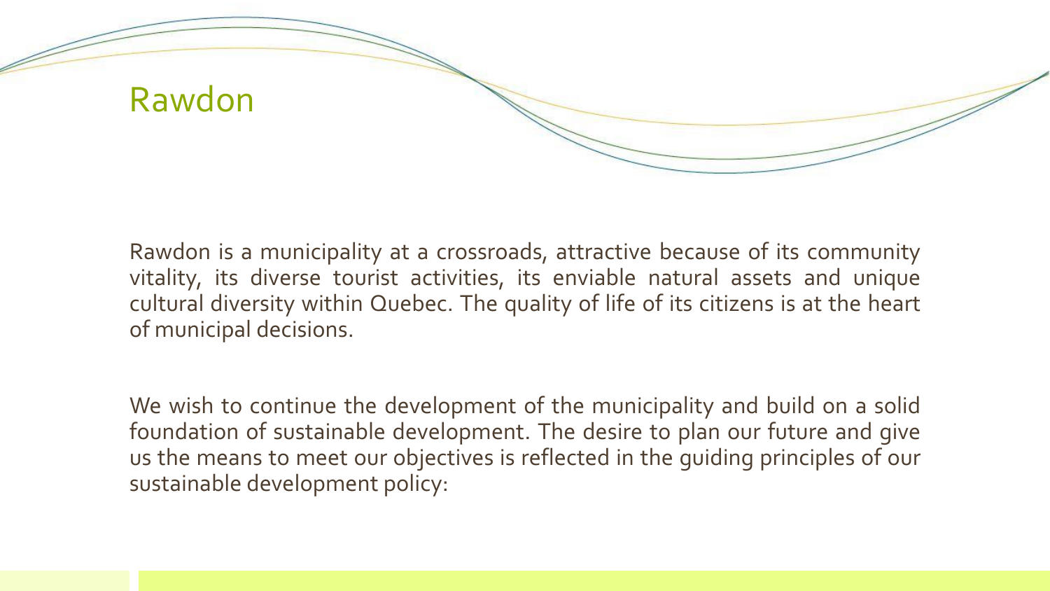# Rawdon

Rawdon is a municipality at a crossroads, attractive because of its community vitality, its diverse tourist activities, its enviable natural assets and unique cultural diversity within Quebec. The quality of life of its citizens is at the heart of municipal decisions.

We wish to continue the development of the municipality and build on a solid foundation of sustainable development. The desire to plan our future and give us the means to meet our objectives is reflected in the guiding principles of our sustainable development policy: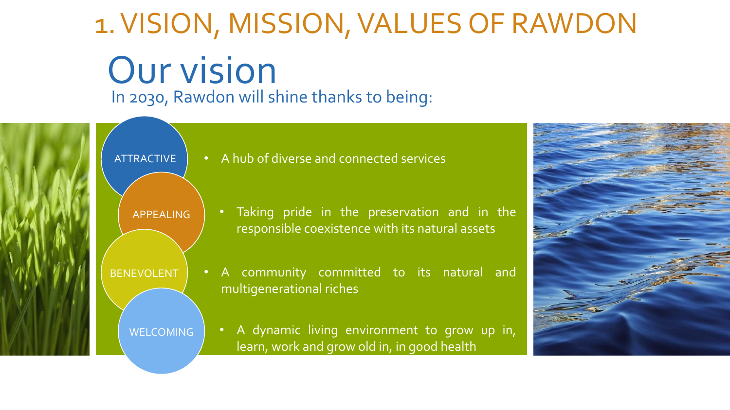# 1. VISION, MISSION, VALUES OF RAWDON

## Our vision

In 2030, Rawdon will shine thanks to being:

- **ATTRACTIVE**
  - A hub of diverse and connected services
- **APPEALING**
  - Taking pride in the preservation and in the responsible coexistence with its natural assets
- **BENEVOLENT**
  - A community committed to its natural and multigenerational riches
- **WELCOMING**
  - A dynamic living environment to grow up in, learn, work and grow old in, in good health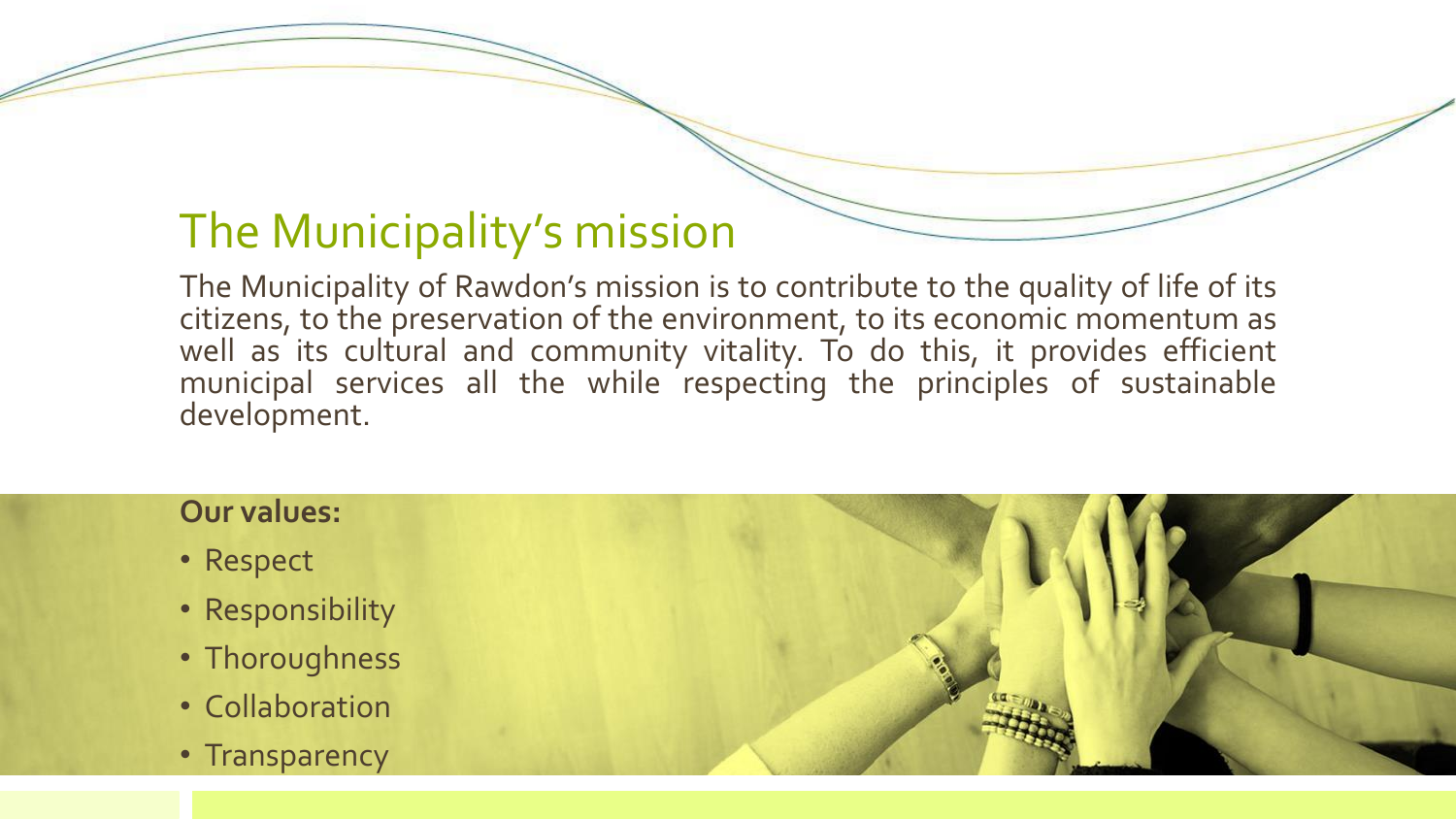# The Municipality's mission

The Municipality of Rawdon's mission is to contribute to the quality of life of its citizens, to the preservation of the environment, to its economic momentum as well as its cultural and community vitality. To do this, it provides efficient municipal services all the while respecting the principles of sustainable development.

**Our values:**

- Respect
- Responsibility
- Thoroughness
- Collaboration
- Transparency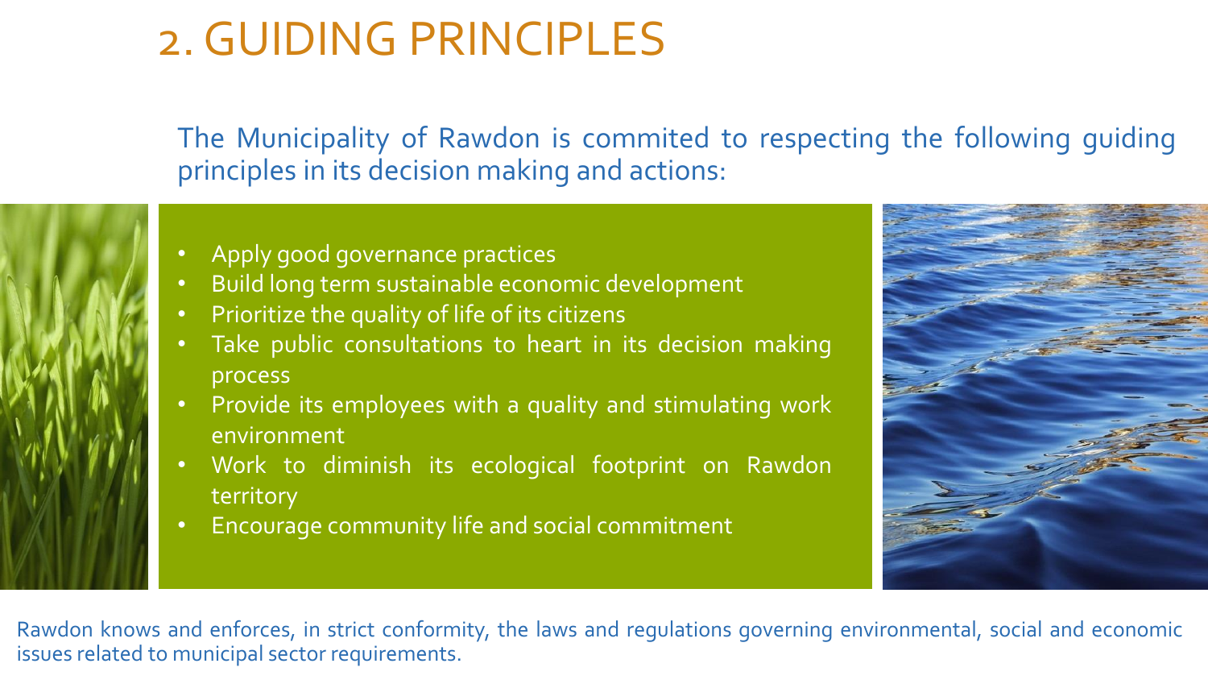# 2. GUIDING PRINCIPLES

The Municipality of Rawdon is commited to respecting the following guiding principles in its decision making and actions:

- Apply good governance practices
- Build long term sustainable economic development
- Prioritize the quality of life of its citizens
- Take public consultations to heart in its decision making process
- Provide its employees with a quality and stimulating work environment
- Work to diminish its ecological footprint on Rawdon territory
- Encourage community life and social commitment

Rawdon knows and enforces, in strict conformity, the laws and regulations governing environmental, social and economic issues related to municipal sector requirements.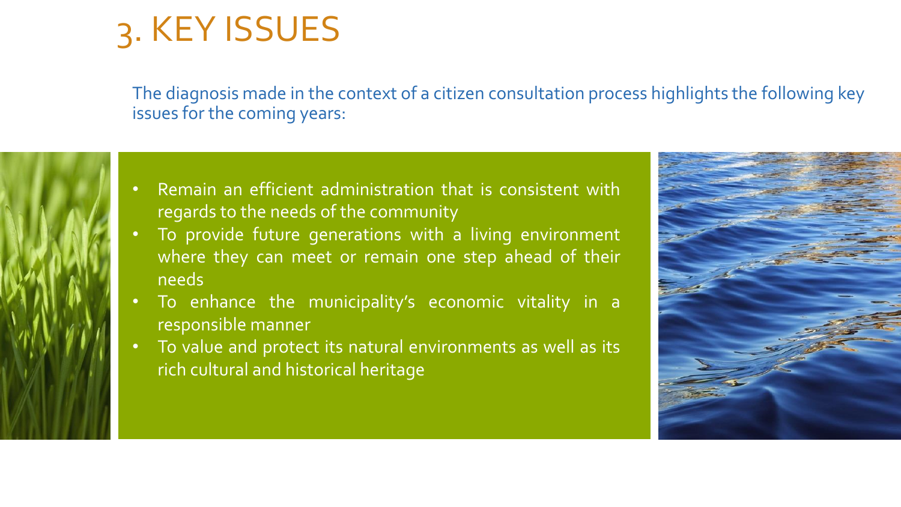# 3. KEY ISSUES

The diagnosis made in the context of a citizen consultation process highlights the following key issues for the coming years:

- Remain an efficient administration that is consistent with regards to the needs of the community
- To provide future generations with a living environment where they can meet or remain one step ahead of their needs
- To enhance the municipality's economic vitality in a responsible manner
- To value and protect its natural environments as well as its rich cultural and historical heritage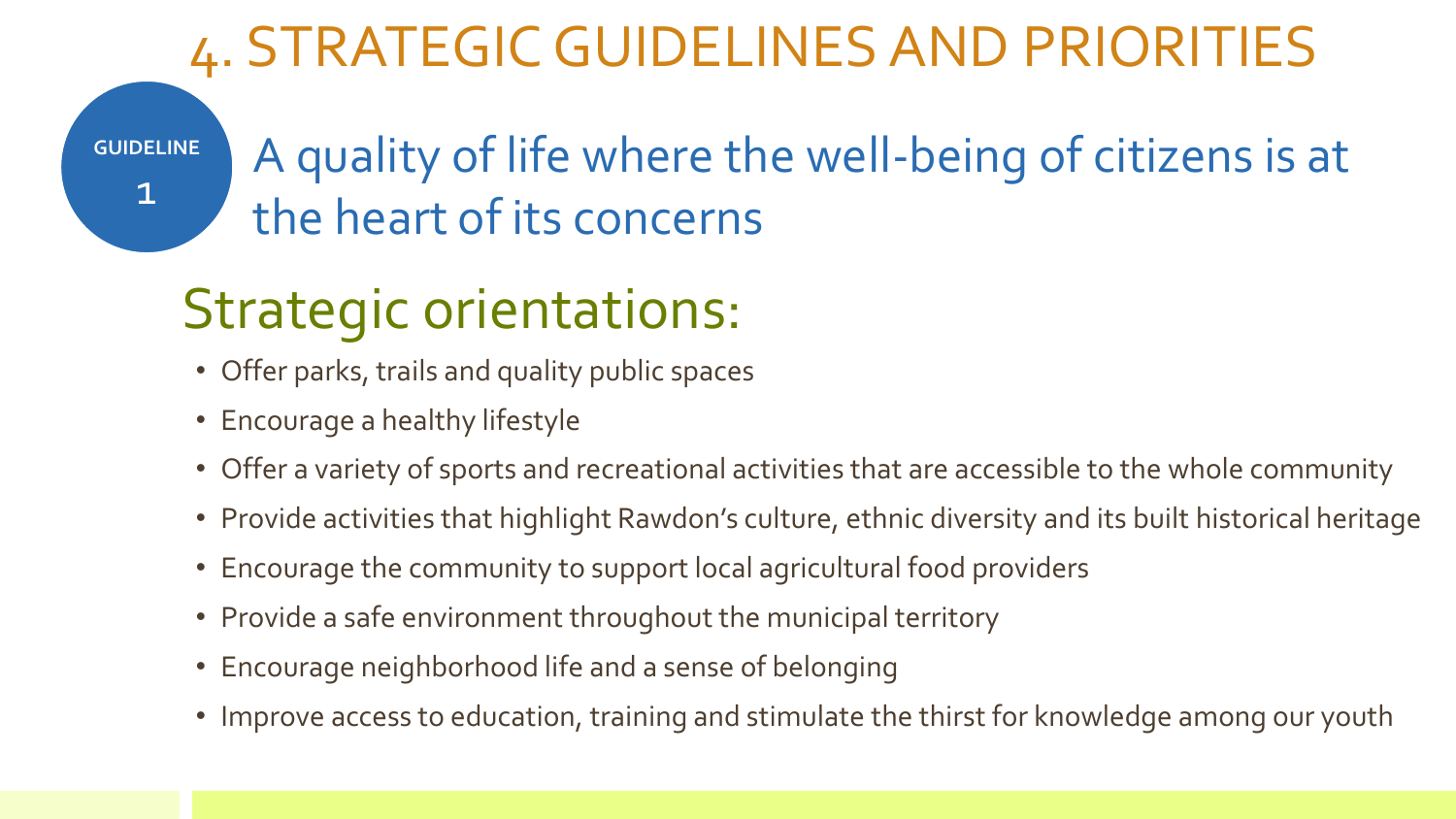# 4. STRATEGIC GUIDELINES AND PRIORITIES

## GUIDELINE 1 — A quality of life where the well-being of citizens is at the heart of its concerns

### Strategic orientations:

- Offer parks, trails and quality public spaces
- Encourage a healthy lifestyle
- Offer a variety of sports and recreational activities that are accessible to the whole community
- Provide activities that highlight Rawdon's culture, ethnic diversity and its built historical heritage
- Encourage the community to support local agricultural food providers
- Provide a safe environment throughout the municipal territory
- Encourage neighborhood life and a sense of belonging
- Improve access to education, training and stimulate the thirst for knowledge among our youth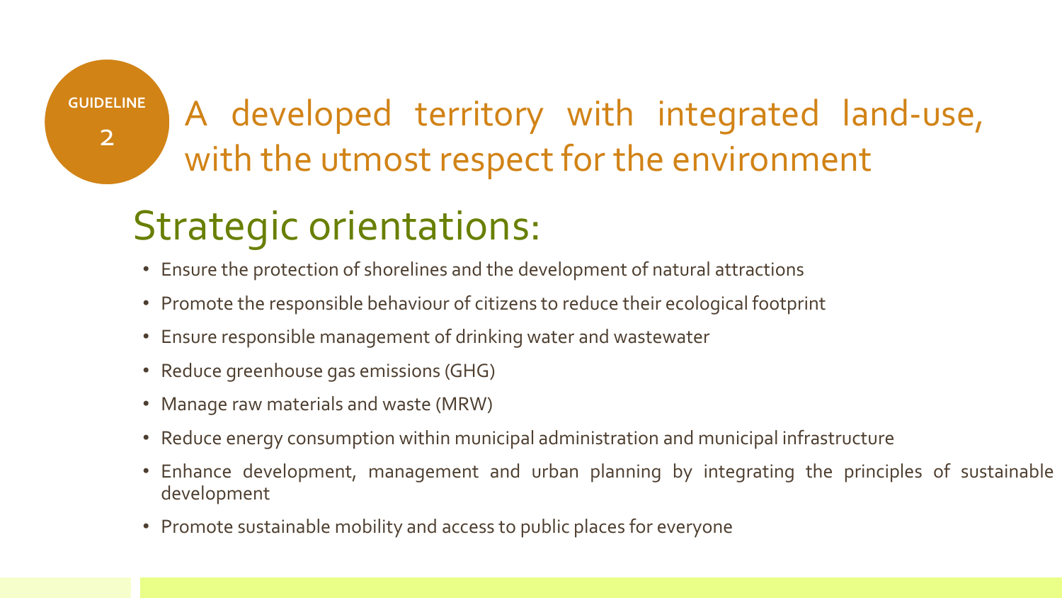**GUIDELINE 2**

# A developed territory with integrated land-use, with the utmost respect for the environment

## Strategic orientations:

- Ensure the protection of shorelines and the development of natural attractions
- Promote the responsible behaviour of citizens to reduce their ecological footprint
- Ensure responsible management of drinking water and wastewater
- Reduce greenhouse gas emissions (GHG)
- Manage raw materials and waste (MRW)
- Reduce energy consumption within municipal administration and municipal infrastructure
- Enhance development, management and urban planning by integrating the principles of sustainable development
- Promote sustainable mobility and access to public places for everyone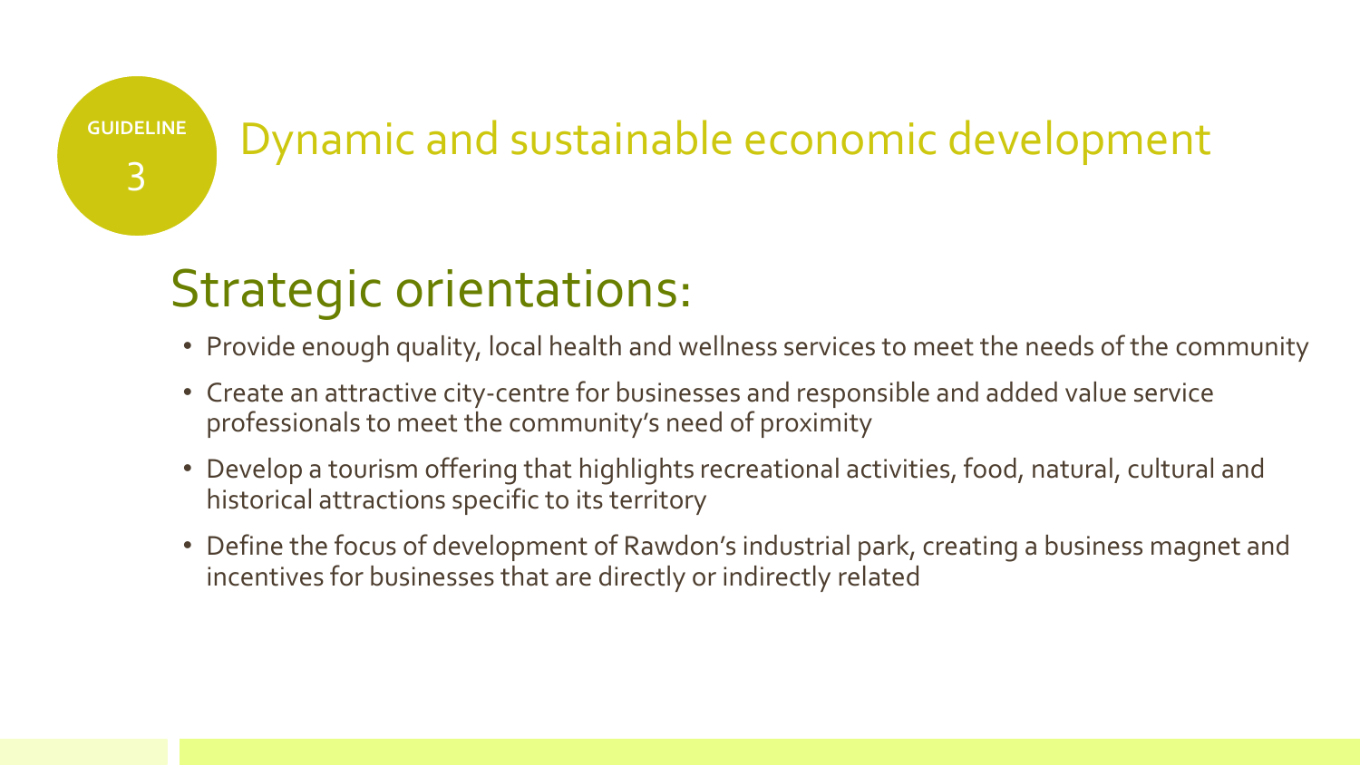GUIDELINE 3

# Dynamic and sustainable economic development

## Strategic orientations:

- Provide enough quality, local health and wellness services to meet the needs of the community
- Create an attractive city-centre for businesses and responsible and added value service professionals to meet the community's need of proximity
- Develop a tourism offering that highlights recreational activities, food, natural, cultural and historical attractions specific to its territory
- Define the focus of development of Rawdon's industrial park, creating a business magnet and incentives for businesses that are directly or indirectly related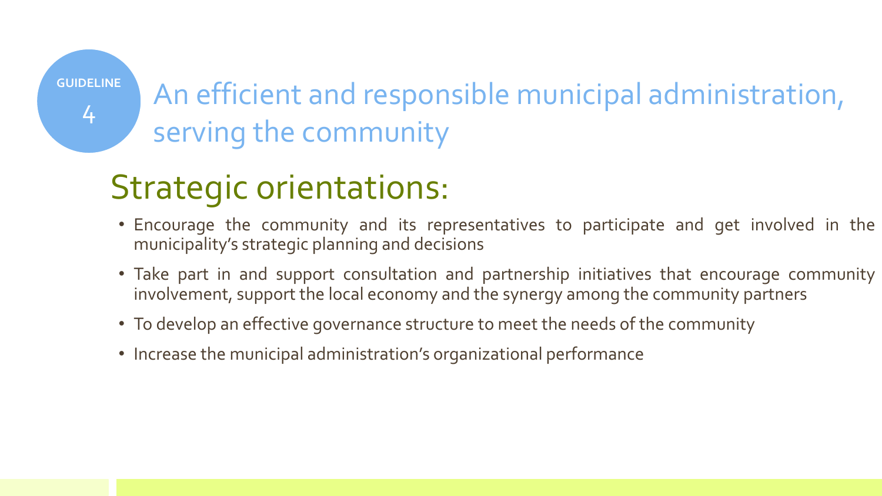GUIDELINE 4

# An efficient and responsible municipal administration, serving the community

## Strategic orientations:

- Encourage the community and its representatives to participate and get involved in the municipality's strategic planning and decisions
- Take part in and support consultation and partnership initiatives that encourage community involvement, support the local economy and the synergy among the community partners
- To develop an effective governance structure to meet the needs of the community
- Increase the municipal administration's organizational performance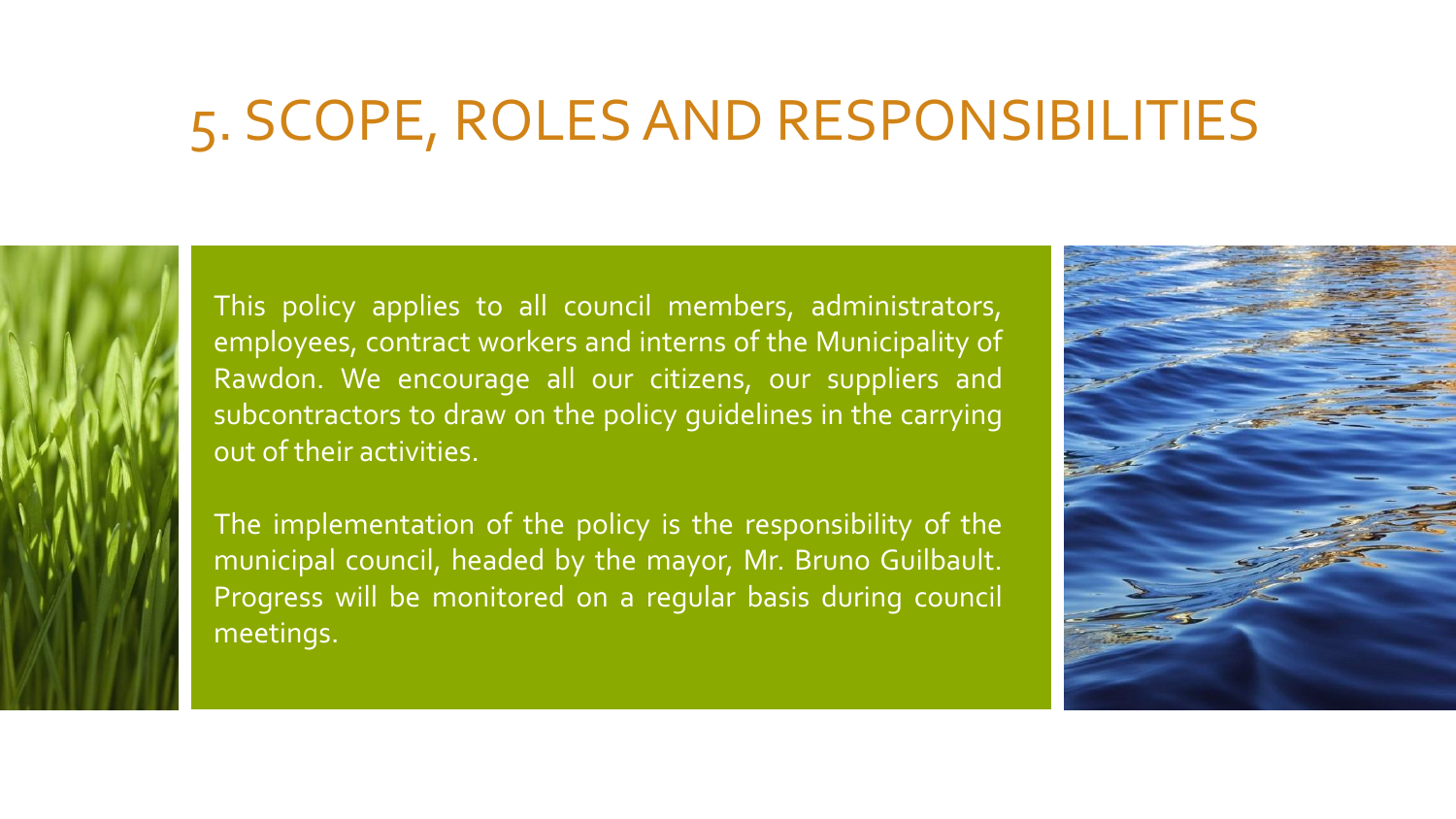# 5. SCOPE, ROLES AND RESPONSIBILITIES

This policy applies to all council members, administrators, employees, contract workers and interns of the Municipality of Rawdon. We encourage all our citizens, our suppliers and subcontractors to draw on the policy guidelines in the carrying out of their activities.

The implementation of the policy is the responsibility of the municipal council, headed by the mayor, Mr. Bruno Guilbault. Progress will be monitored on a regular basis during council meetings.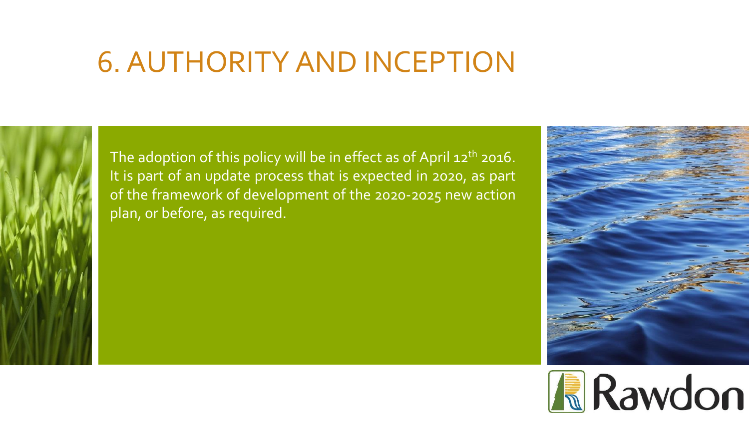# 6. AUTHORITY AND INCEPTION

The adoption of this policy will be in effect as of April 12th 2016. It is part of an update process that is expected in 2020, as part of the framework of development of the 2020-2025 new action plan, or before, as required.

Rawdon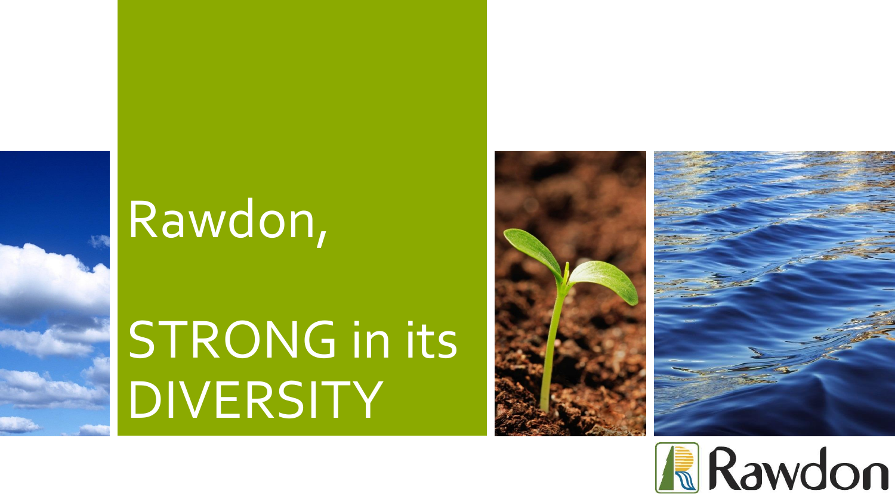# Rawdon,

# STRONG in its DIVERSITY

Rawdon